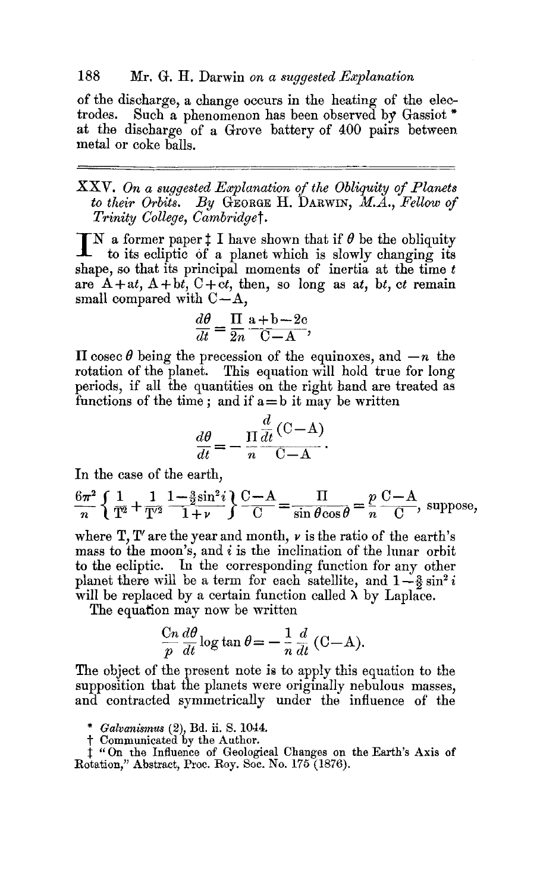of the discharge, a change occurs in the heating of the electrodes. Such a phenomenon has been observed by Gassiot * at the discharge of a Grove battery of 400 pairs between metal or coke balls.

---

## XXV. *On a suggested Explanation of the Obliquity of Planets to their Orbits.* By GEORGE H. DARWIN, *M.A.*, *Fellow of Trinity College, Cambridge*†.

IN a former paper ‡ I have shown that if $\theta$ be the obliquity to its ecliptic of a planet which is slowly changing its shape, so that its principal moments of inertia at the time $t$ are $A+\mathrm{a}t$, $A+\mathrm{b}t$, $C+\mathrm{c}t$, then, so long as $\mathrm{a}t$, $\mathrm{b}t$, $\mathrm{c}t$ remain small compared with $C-A$,

$$\frac{d\theta}{dt}=\frac{\Pi}{2n}\frac{\mathrm{a}+\mathrm{b}-2\mathrm{c}}{C-A},$$

$\Pi$ cosec $\theta$ being the precession of the equinoxes, and $-n$ the rotation of the planet. This equation will hold true for long periods, if all the quantities on the right hand are treated as functions of the time; and if $\mathrm{a}=\mathrm{b}$ it may be written

$$\frac{d\theta}{dt}=-\frac{\Pi}{n}\frac{\frac{d}{dt}(C-A)}{C-A}.$$

In the case of the earth,

$$\frac{6\pi^2}{n}\left\{\frac{1}{T^2}+\frac{1}{T'^2}\frac{1-\frac{3}{2}\sin^2 i}{1+\nu}\right\}\frac{C-A}{C}=\frac{\Pi}{\sin\theta\cos\theta}=\frac{p}{n}\frac{C-A}{C}, \text{ suppose,}$$

where $T$, $T'$ are the year and month, $\nu$ is the ratio of the earth's mass to the moon's, and $i$ is the inclination of the lunar orbit to the ecliptic. In the corresponding function for any other planet there will be a term for each satellite, and $1-\frac{3}{2}\sin^2 i$ will be replaced by a certain function called $\lambda$ by Laplace.

The equation may now be written

$$\frac{Cn}{p}\frac{d\theta}{dt}\log\tan\theta=-\frac{1}{n}\frac{d}{dt}(C-A).$$

The object of the present note is to apply this equation to the supposition that the planets were originally nebulous masses, and contracted symmetrically under the influence of the

\* *Galvanismus* (2), Bd. ii. S. 1044.

† Communicated by the Author.

‡ "On the Influence of Geological Changes on the Earth's Axis of Rotation," Abstract, Proc. Roy. Soc. No. 175 (1876).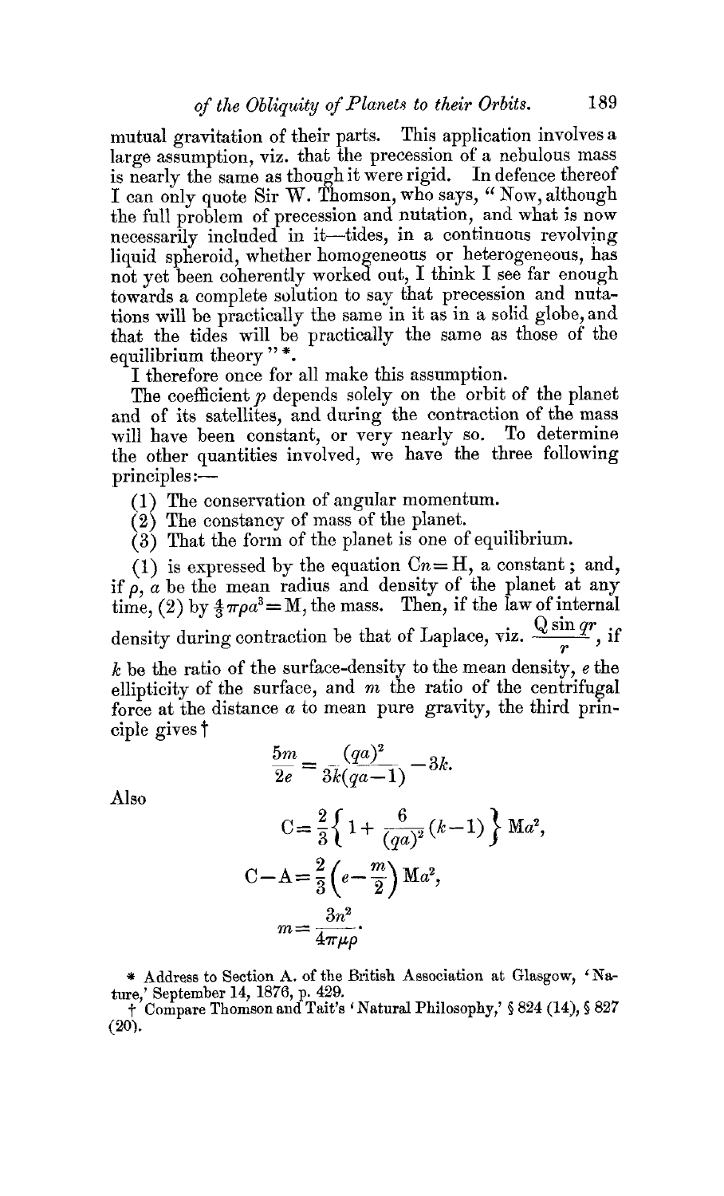mutual gravitation of their parts. This application involves a large assumption, viz. that the precession of a nebulous mass is nearly the same as though it were rigid. In defence thereof I can only quote Sir W. Thomson, who says, "Now, although the full problem of precession and nutation, and what is now necessarily included in it—tides, in a continuous revolving liquid spheroid, whether homogeneous or heterogeneous, has not yet been coherently worked out, I think I see far enough towards a complete solution to say that precession and nutations will be practically the same in it as in a solid globe, and that the tides will be practically the same as those of the equilibrium theory" *.

I therefore once for all make this assumption.

The coefficient $p$ depends solely on the orbit of the planet and of its satellites, and during the contraction of the mass will have been constant, or very nearly so. To determine the other quantities involved, we have the three following principles:—

(1) The conservation of angular momentum.

(2) The constancy of mass of the planet.

(3) That the form of the planet is one of equilibrium.

(1) is expressed by the equation $Cn = H$, a constant; and, if $\rho$, $a$ be the mean radius and density of the planet at any time, (2) by $\frac{4}{3}\pi\rho a^3 = M$, the mass. Then, if the law of internal density during contraction be that of Laplace, viz. $\frac{Q \sin qr}{r}$, if $k$ be the ratio of the surface-density to the mean density, $e$ the ellipticity of the surface, and $m$ the ratio of the centrifugal force at the distance $a$ to mean pure gravity, the third principle gives †

$$\frac{5m}{2e} = \frac{(qa)^2}{3k(qa-1)} - 3k.$$

Also

$$C = \frac{2}{3}\left\{1 + \frac{6}{(qa)^2}(k-1)\right\} Ma^2,$$

$$C - A = \frac{2}{3}\left(e - \frac{m}{2}\right) Ma^2,$$

$$m = \frac{3n^2}{4\pi\mu\rho}.$$

* Address to Section A. of the British Association at Glasgow, 'Nature,' September 14, 1876, p. 429.

† Compare Thomson and Tait's 'Natural Philosophy,' § 824 (14), § 827 (20).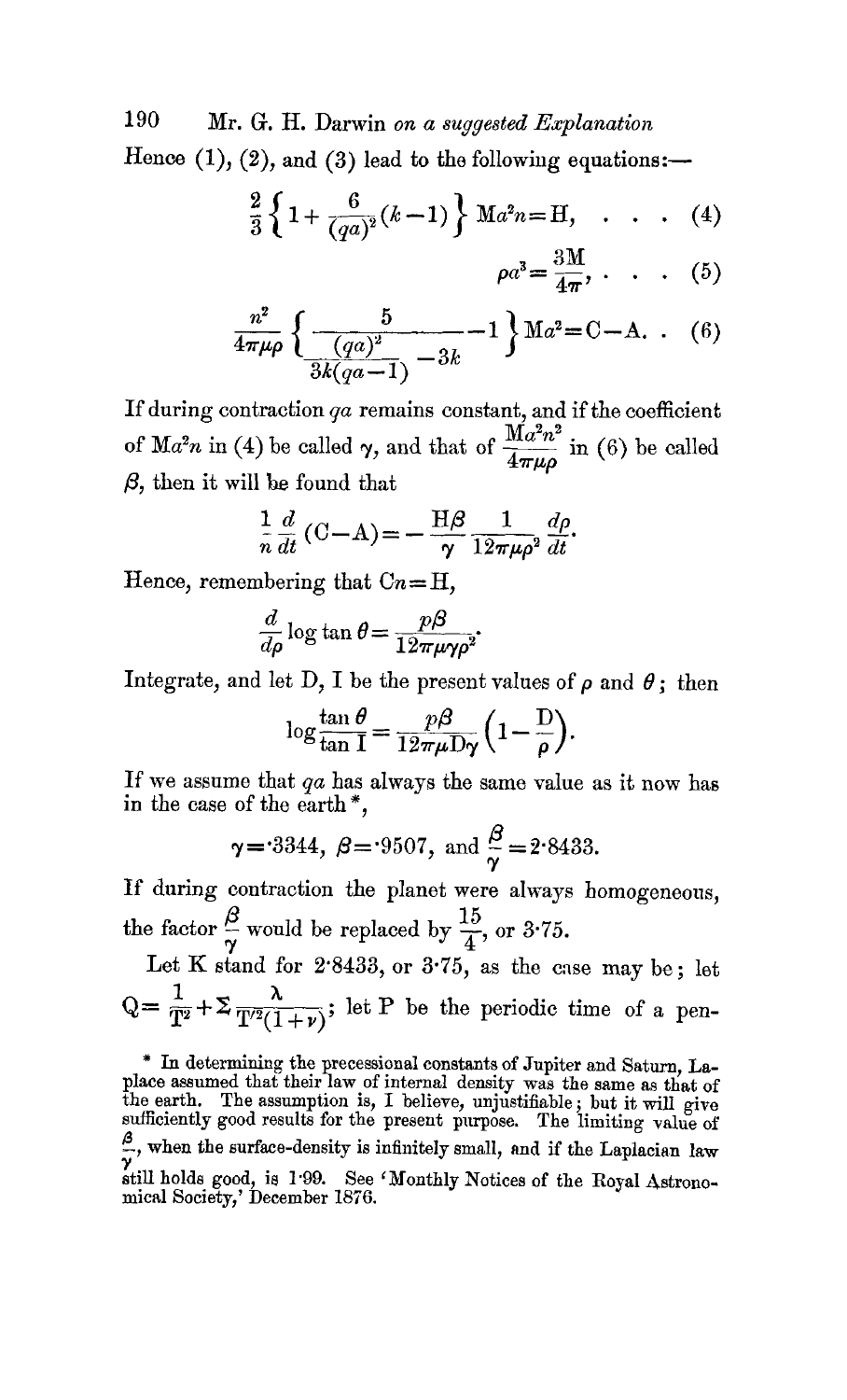Hence (1), (2), and (3) lead to the following equations:—

$$\frac{2}{3}\left\{1+\frac{6}{(qa)^2}(k-1)\right\}\mathrm{M}a^2n=\mathrm{H}, \quad . \quad . \quad . \quad (4)$$

$$\rho a^3=\frac{3\mathrm{M}}{4\pi}, \quad . \quad . \quad . \quad (5)$$

$$\frac{n^2}{4\pi\mu\rho}\left\{\frac{5}{\frac{(qa)^2}{3k(qa-1)}-3k}-1\right\}\mathrm{M}a^2=\mathrm{C}-\mathrm{A}. \quad . \quad (6)$$

If during contraction $qa$ remains constant, and if the coefficient of $\mathrm{M}a^2n$ in (4) be called $\gamma$, and that of $\frac{\mathrm{M}a^2n^2}{4\pi\mu\rho}$ in (6) be called $\beta$, then it will be found that

$$\frac{1}{n}\frac{d}{dt}(\mathrm{C}-\mathrm{A})=-\frac{\mathrm{H}\beta}{\gamma}\frac{1}{12\pi\mu\rho^2}\frac{d\rho}{dt}.$$

Hence, remembering that $\mathrm{C}n=\mathrm{H}$,

$$\frac{d}{d\rho}\log\tan\theta=\frac{p\beta}{12\pi\mu\gamma\rho^2}.$$

Integrate, and let D, I be the present values of $\rho$ and $\theta$; then

$$\log\frac{\tan\theta}{\tan\mathrm{I}}=\frac{p\beta}{12\pi\mu\mathrm{D}\gamma}\left(1-\frac{\mathrm{D}}{\rho}\right).$$

If we assume that $qa$ has always the same value as it now has in the case of the earth*,

$$\gamma=\cdot 3344,\ \beta=\cdot 9507,\ \text{and}\ \frac{\beta}{\gamma}=2\cdot 8433.$$

If during contraction the planet were always homogeneous, the factor $\frac{\beta}{\gamma}$ would be replaced by $\frac{15}{4}$, or $3\cdot 75$.

Let K stand for $2\cdot 8433$, or $3\cdot 75$, as the case may be; let $\mathrm{Q}=\frac{1}{\mathrm{T}^2}+\Sigma\frac{\lambda}{\mathrm{T}'^2(1+\nu)}$; let P be the periodic time of a pen-

\* In determining the precessional constants of Jupiter and Saturn, Laplace assumed that their law of internal density was the same as that of the earth. The assumption is, I believe, unjustifiable; but it will give sufficiently good results for the present purpose. The limiting value of $\frac{\beta}{\gamma}$, when the surface-density is infinitely small, and if the Laplacian law still holds good, is $1\cdot 99$. See 'Monthly Notices of the Royal Astronomical Society,' December 1876.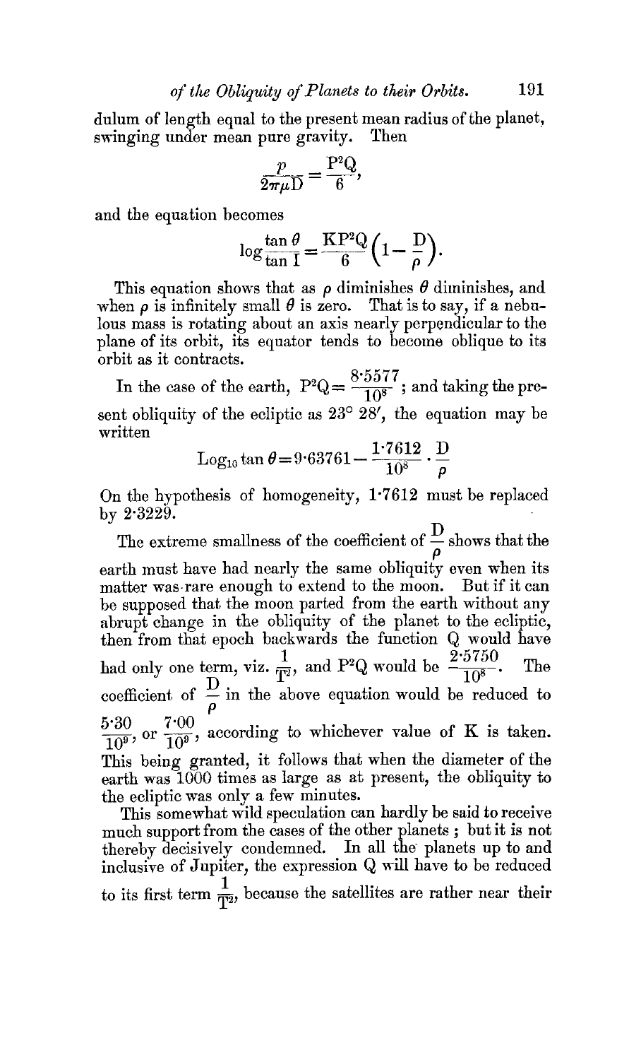dulum of length equal to the present mean radius of the planet, swinging under mean pure gravity. Then

$$\frac{p}{2\pi\mu D} = \frac{P^2 Q}{6},$$

and the equation becomes

$$\log \frac{\tan\theta}{\tan I} = \frac{KP^2Q}{6}\left(1 - \frac{D}{\rho}\right).$$

This equation shows that as $\rho$ diminishes $\theta$ diminishes, and when $\rho$ is infinitely small $\theta$ is zero. That is to say, if a nebulous mass is rotating about an axis nearly perpendicular to the plane of its orbit, its equator tends to become oblique to its orbit as it contracts.

In the case of the earth, $P^2Q = \frac{8{\cdot}5577}{10^8}$; and taking the present obliquity of the ecliptic as 23° 28′, the equation may be written

$$\text{Log}_{10} \tan\theta = 9{\cdot}63761 - \frac{1{\cdot}7612}{10^8} \cdot \frac{D}{\rho}$$

On the hypothesis of homogeneity, 1·7612 must be replaced by 2·3229.

The extreme smallness of the coefficient of $\frac{D}{\rho}$ shows that the earth must have had nearly the same obliquity even when its matter was rare enough to extend to the moon. But if it can be supposed that the moon parted from the earth without any abrupt change in the obliquity of the planet to the ecliptic, then from that epoch backwards the function Q would have had only one term, viz. $\frac{1}{T^2}$, and $P^2Q$ would be $\frac{2{\cdot}5750}{10^8}$. The coefficient of $\frac{D}{\rho}$ in the above equation would be reduced to $\frac{5{\cdot}30}{10^9}$, or $\frac{7{\cdot}00}{10^9}$, according to whichever value of K is taken. This being granted, it follows that when the diameter of the earth was 1000 times as large as at present, the obliquity to the ecliptic was only a few minutes.

This somewhat wild speculation can hardly be said to receive much support from the cases of the other planets; but it is not thereby decisively condemned. In all the planets up to and inclusive of Jupiter, the expression Q will have to be reduced to its first term $\frac{1}{T^2}$, because the satellites are rather near their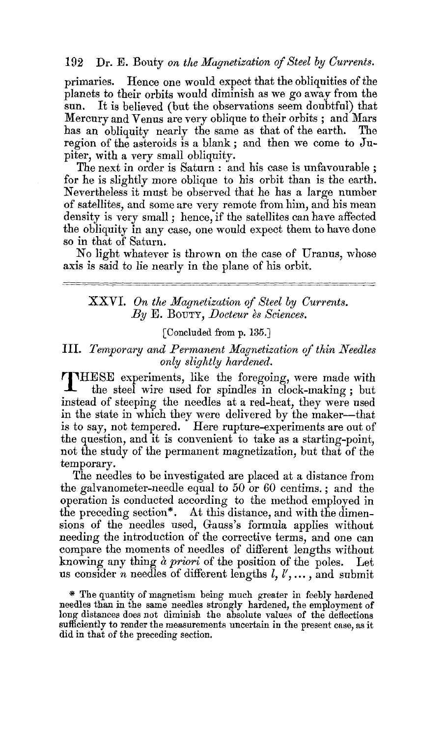primaries. Hence one would expect that the obliquities of the planets to their orbits would diminish as we go away from the sun. It is believed (but the observations seem doubtful) that Mercury and Venus are very oblique to their orbits; and Mars has an obliquity nearly the same as that of the earth. The region of the asteroids is a blank; and then we come to Jupiter, with a very small obliquity.

The next in order is Saturn: and his case is unfavourable; for he is slightly more oblique to his orbit than is the earth. Nevertheless it must be observed that he has a large number of satellites, and some are very remote from him, and his mean density is very small; hence, if the satellites can have affected the obliquity in any case, one would expect them to have done so in that of Saturn.

No light whatever is thrown on the case of Uranus, whose axis is said to lie nearly in the plane of his orbit.

---

## XXVI. *On the Magnetization of Steel by Currents.* By E. Bouty, *Docteur ès Sciences.*

[Concluded from p. 135.]

### III. *Temporary and Permanent Magnetization of thin Needles only slightly hardened.*

These experiments, like the foregoing, were made with the steel wire used for spindles in clock-making; but instead of steeping the needles at a red-heat, they were used in the state in which they were delivered by the maker—that is to say, not tempered. Here rupture-experiments are out of the question, and it is convenient to take as a starting-point, not the study of the permanent magnetization, but that of the temporary.

The needles to be investigated are placed at a distance from the galvanometer-needle equal to 50 or 60 centims.; and the operation is conducted according to the method employed in the preceding section*. At this distance, and with the dimensions of the needles used, Gauss's formula applies without needing the introduction of the corrective terms, and one can compare the moments of needles of different lengths without knowing any thing *à priori* of the position of the poles. Let us consider $n$ needles of different lengths $l, l', \ldots$, and submit

\* The quantity of magnetism being much greater in feebly hardened needles than in the same needles strongly hardened, the employment of long distances does not diminish the absolute values of the deflections sufficiently to render the measurements uncertain in the present case, as it did in that of the preceding section.